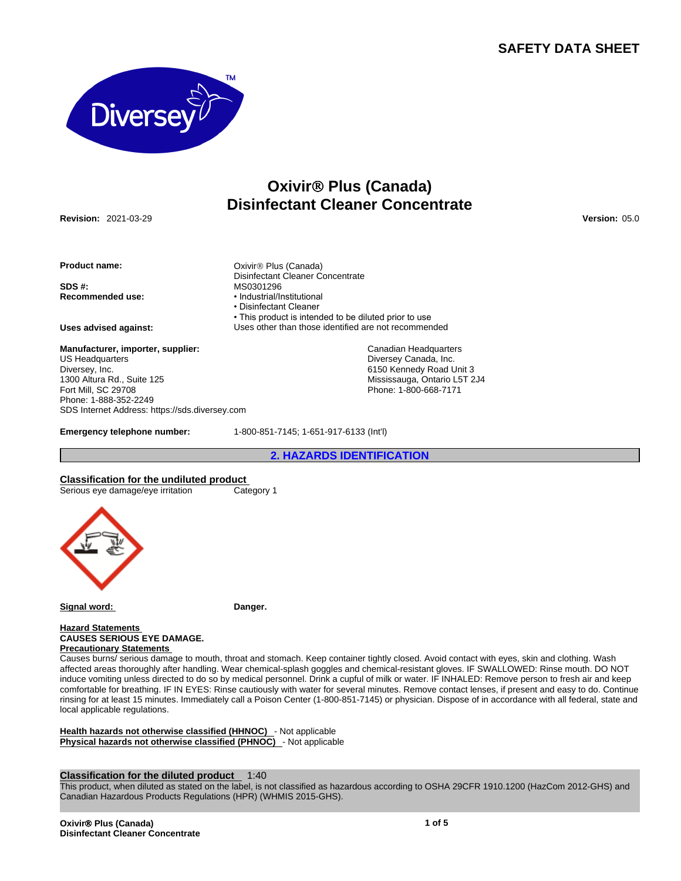# SAFETY DATA SHEET

## Oxivir® Plus (Canada)
## Disinfectant Cleaner Concentrate

**Revision:** 2021-03-29 **Version:** 05.0

**Product name:** Oxivir® Plus (Canada) Disinfectant Cleaner Concentrate

**SDS #:** MS0301296

**Recommended use:**
- Industrial/Institutional
- Disinfectant Cleaner
- This product is intended to be diluted prior to use

**Uses advised against:** Uses other than those identified are not recommended

**Manufacturer, importer, supplier:**

US Headquarters
Diversey, Inc.
1300 Altura Rd., Suite 125
Fort Mill, SC 29708
Phone: 1-888-352-2249
SDS Internet Address: https://sds.diversey.com

Canadian Headquarters
Diversey Canada, Inc.
6150 Kennedy Road Unit 3
Mississauga, Ontario L5T 2J4
Phone: 1-800-668-7171

**Emergency telephone number:** 1-800-851-7145; 1-651-917-6133 (Int'l)

## 2. HAZARDS IDENTIFICATION

**Classification for the undiluted product**

| | |
|---|---|
| Serious eye damage/eye irritation | Category 1 |

**Signal word:** **Danger.**

**Hazard Statements**

**CAUSES SERIOUS EYE DAMAGE.**

**Precautionary Statements**

Causes burns/ serious damage to mouth, throat and stomach. Keep container tightly closed. Avoid contact with eyes, skin and clothing. Wash affected areas thoroughly after handling. Wear chemical-splash goggles and chemical-resistant gloves. IF SWALLOWED: Rinse mouth. DO NOT induce vomiting unless directed to do so by medical personnel. Drink a cupful of milk or water. IF INHALED: Remove person to fresh air and keep comfortable for breathing. IF IN EYES: Rinse cautiously with water for several minutes. Remove contact lenses, if present and easy to do. Continue rinsing for at least 15 minutes. Immediately call a Poison Center (1-800-851-7145) or physician. Dispose of in accordance with all federal, state and local applicable regulations.

**Health hazards not otherwise classified (HHNOC)** - Not applicable
**Physical hazards not otherwise classified (PHNOC)** - Not applicable

**Classification for the diluted product** 1:40

This product, when diluted as stated on the label, is not classified as hazardous according to OSHA 29CFR 1910.1200 (HazCom 2012-GHS) and Canadian Hazardous Products Regulations (HPR) (WHMIS 2015-GHS).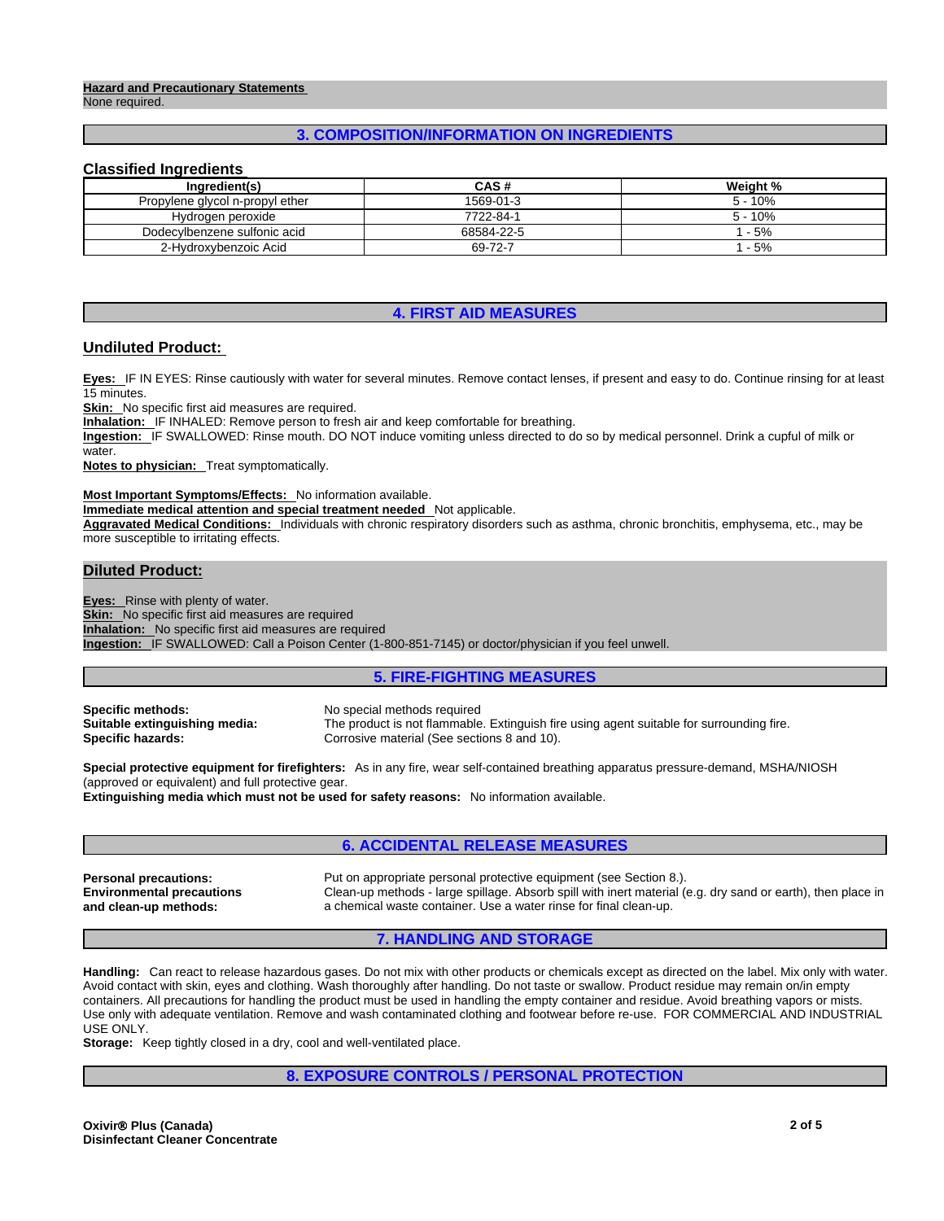**Hazard and Precautionary Statements**
None required.

## 3. COMPOSITION/INFORMATION ON INGREDIENTS

### Classified Ingredients

| Ingredient(s) | CAS # | Weight % |
|---|---|---|
| Propylene glycol n-propyl ether | 1569-01-3 | 5 - 10% |
| Hydrogen peroxide | 7722-84-1 | 5 - 10% |
| Dodecylbenzene sulfonic acid | 68584-22-5 | 1 - 5% |
| 2-Hydroxybenzoic Acid | 69-72-7 | 1 - 5% |

## 4. FIRST AID MEASURES

### Undiluted Product:

**Eyes:** IF IN EYES: Rinse cautiously with water for several minutes. Remove contact lenses, if present and easy to do. Continue rinsing for at least 15 minutes.
**Skin:** No specific first aid measures are required.
**Inhalation:** IF INHALED: Remove person to fresh air and keep comfortable for breathing.
**Ingestion:** IF SWALLOWED: Rinse mouth. DO NOT induce vomiting unless directed to do so by medical personnel. Drink a cupful of milk or water.
**Notes to physician:** Treat symptomatically.

**Most Important Symptoms/Effects:** No information available.
**Immediate medical attention and special treatment needed** Not applicable.
**Aggravated Medical Conditions:** Individuals with chronic respiratory disorders such as asthma, chronic bronchitis, emphysema, etc., may be more susceptible to irritating effects.

### Diluted Product:

**Eyes:** Rinse with plenty of water.
**Skin:** No specific first aid measures are required
**Inhalation:** No specific first aid measures are required
**Ingestion:** IF SWALLOWED: Call a Poison Center (1-800-851-7145) or doctor/physician if you feel unwell.

## 5. FIRE-FIGHTING MEASURES

**Specific methods:** No special methods required
**Suitable extinguishing media:** The product is not flammable. Extinguish fire using agent suitable for surrounding fire.
**Specific hazards:** Corrosive material (See sections 8 and 10).

**Special protective equipment for firefighters:** As in any fire, wear self-contained breathing apparatus pressure-demand, MSHA/NIOSH (approved or equivalent) and full protective gear.
**Extinguishing media which must not be used for safety reasons:** No information available.

## 6. ACCIDENTAL RELEASE MEASURES

**Personal precautions:** Put on appropriate personal protective equipment (see Section 8.).
**Environmental precautions and clean-up methods:** Clean-up methods - large spillage. Absorb spill with inert material (e.g. dry sand or earth), then place in a chemical waste container. Use a water rinse for final clean-up.

## 7. HANDLING AND STORAGE

**Handling:** Can react to release hazardous gases. Do not mix with other products or chemicals except as directed on the label. Mix only with water. Avoid contact with skin, eyes and clothing. Wash thoroughly after handling. Do not taste or swallow. Product residue may remain on/in empty containers. All precautions for handling the product must be used in handling the empty container and residue. Avoid breathing vapors or mists. Use only with adequate ventilation. Remove and wash contaminated clothing and footwear before re-use. FOR COMMERCIAL AND INDUSTRIAL USE ONLY.
**Storage:** Keep tightly closed in a dry, cool and well-ventilated place.

## 8. EXPOSURE CONTROLS / PERSONAL PROTECTION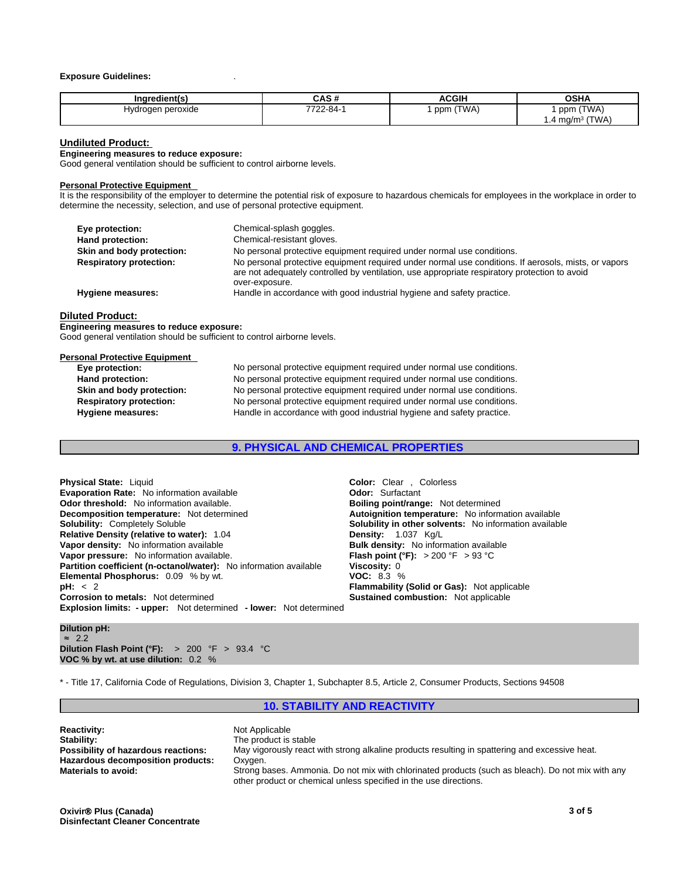**Exposure Guidelines:** .

| Ingredient(s) | CAS # | ACGIH | OSHA |
| --- | --- | --- | --- |
| Hydrogen peroxide | 7722-84-1 | 1 ppm (TWA) | 1 ppm (TWA)<br>1.4 mg/m³ (TWA) |

## Undiluted Product:

**Engineering measures to reduce exposure:**
Good general ventilation should be sufficient to control airborne levels.

**Personal Protective Equipment**
It is the responsibility of the employer to determine the potential risk of exposure to hazardous chemicals for employees in the workplace in order to determine the necessity, selection, and use of personal protective equipment.

**Eye protection:** Chemical-splash goggles.
**Hand protection:** Chemical-resistant gloves.
**Skin and body protection:** No personal protective equipment required under normal use conditions.
**Respiratory protection:** No personal protective equipment required under normal use conditions. If aerosols, mists, or vapors are not adequately controlled by ventilation, use appropriate respiratory protection to avoid over-exposure.
**Hygiene measures:** Handle in accordance with good industrial hygiene and safety practice.

## Diluted Product:

**Engineering measures to reduce exposure:**
Good general ventilation should be sufficient to control airborne levels.

**Personal Protective Equipment**
**Eye protection:** No personal protective equipment required under normal use conditions.
**Hand protection:** No personal protective equipment required under normal use conditions.
**Skin and body protection:** No personal protective equipment required under normal use conditions.
**Respiratory protection:** No personal protective equipment required under normal use conditions.
**Hygiene measures:** Handle in accordance with good industrial hygiene and safety practice.

## 9. PHYSICAL AND CHEMICAL PROPERTIES

**Physical State:** Liquid
**Evaporation Rate:** No information available
**Odor threshold:** No information available.
**Decomposition temperature:** Not determined
**Solubility:** Completely Soluble
**Relative Density (relative to water):** 1.04
**Vapor density:** No information available
**Vapor pressure:** No information available.
**Partition coefficient (n-octanol/water):** No information available
**Elemental Phosphorus:** 0.09 % by wt.
**pH:** < 2
**Corrosion to metals:** Not determined
**Explosion limits: - upper:** Not determined **- lower:** Not determined

**Color:** Clear , Colorless
**Odor:** Surfactant
**Boiling point/range:** Not determined
**Autoignition temperature:** No information available
**Solubility in other solvents:** No information available
**Density:** 1.037 Kg/L
**Bulk density:** No information available
**Flash point (°F):** > 200 °F > 93 °C
**Viscosity:** 0
**VOC:** 8.3 %
**Flammability (Solid or Gas):** Not applicable
**Sustained combustion:** Not applicable

**Dilution pH:**
≈ 2.2
**Dilution Flash Point (°F):** > 200 °F > 93.4 °C
**VOC % by wt. at use dilution:** 0.2 %

* - Title 17, California Code of Regulations, Division 3, Chapter 1, Subchapter 8.5, Article 2, Consumer Products, Sections 94508

## 10. STABILITY AND REACTIVITY

**Reactivity:** Not Applicable
**Stability:** The product is stable
**Possibility of hazardous reactions:** May vigorously react with strong alkaline products resulting in spattering and excessive heat.
**Hazardous decomposition products:** Oxygen.
**Materials to avoid:** Strong bases. Ammonia. Do not mix with chlorinated products (such as bleach). Do not mix with any other product or chemical unless specified in the use directions.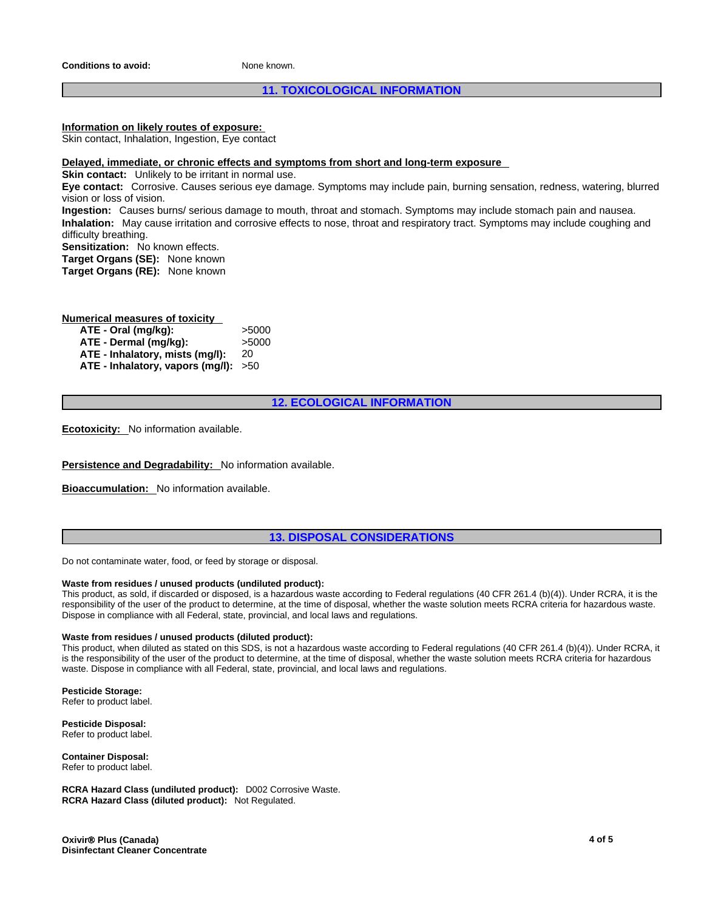**Conditions to avoid:** None known.

## 11. TOXICOLOGICAL INFORMATION

**Information on likely routes of exposure:**
Skin contact, Inhalation, Ingestion, Eye contact

**Delayed, immediate, or chronic effects and symptoms from short and long-term exposure**
**Skin contact:** Unlikely to be irritant in normal use.
**Eye contact:** Corrosive. Causes serious eye damage. Symptoms may include pain, burning sensation, redness, watering, blurred vision or loss of vision.
**Ingestion:** Causes burns/ serious damage to mouth, throat and stomach. Symptoms may include stomach pain and nausea.
**Inhalation:** May cause irritation and corrosive effects to nose, throat and respiratory tract. Symptoms may include coughing and difficulty breathing.
**Sensitization:** No known effects.
**Target Organs (SE):** None known
**Target Organs (RE):** None known

**Numerical measures of toxicity**

| | |
|---|---|
| **ATE - Oral (mg/kg):** | >5000 |
| **ATE - Dermal (mg/kg):** | >5000 |
| **ATE - Inhalatory, mists (mg/l):** | 20 |
| **ATE - Inhalatory, vapors (mg/l):** | >50 |

## 12. ECOLOGICAL INFORMATION

**Ecotoxicity:** No information available.

**Persistence and Degradability:** No information available.

**Bioaccumulation:** No information available.

## 13. DISPOSAL CONSIDERATIONS

Do not contaminate water, food, or feed by storage or disposal.

**Waste from residues / unused products (undiluted product):**
This product, as sold, if discarded or disposed, is a hazardous waste according to Federal regulations (40 CFR 261.4 (b)(4)). Under RCRA, it is the responsibility of the user of the product to determine, at the time of disposal, whether the waste solution meets RCRA criteria for hazardous waste. Dispose in compliance with all Federal, state, provincial, and local laws and regulations.

**Waste from residues / unused products (diluted product):**
This product, when diluted as stated on this SDS, is not a hazardous waste according to Federal regulations (40 CFR 261.4 (b)(4)). Under RCRA, it is the responsibility of the user of the product to determine, at the time of disposal, whether the waste solution meets RCRA criteria for hazardous waste. Dispose in compliance with all Federal, state, provincial, and local laws and regulations.

**Pesticide Storage:**
Refer to product label.

**Pesticide Disposal:**
Refer to product label.

**Container Disposal:**
Refer to product label.

**RCRA Hazard Class (undiluted product):** D002 Corrosive Waste.
**RCRA Hazard Class (diluted product):** Not Regulated.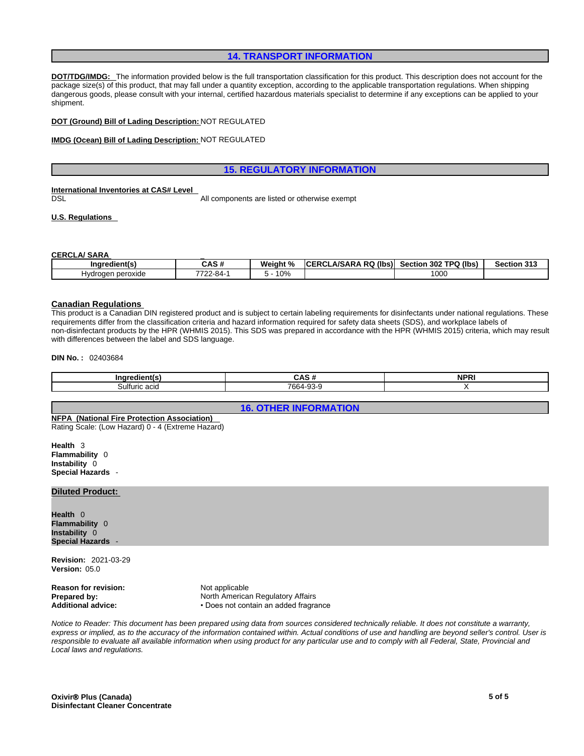## 14. TRANSPORT INFORMATION

**DOT/TDG/IMDG:** The information provided below is the full transportation classification for this product. This description does not account for the package size(s) of this product, that may fall under a quantity exception, according to the applicable transportation regulations. When shipping dangerous goods, please consult with your internal, certified hazardous materials specialist to determine if any exceptions can be applied to your shipment.

**DOT (Ground) Bill of Lading Description:** NOT REGULATED

**IMDG (Ocean) Bill of Lading Description:** NOT REGULATED

## 15. REGULATORY INFORMATION

**International Inventories at CAS# Level**

DSL All components are listed or otherwise exempt

**U.S. Regulations**

**CERCLA/ SARA**

| Ingredient(s) | CAS # | Weight % | CERCLA/SARA RQ (lbs) | Section 302 TPQ (lbs) | Section 313 |
|---|---|---|---|---|---|
| Hydrogen peroxide | 7722-84-1 | 5 - 10% | | 1000 | |

**Canadian Regulations**

This product is a Canadian DIN registered product and is subject to certain labeling requirements for disinfectants under national regulations. These requirements differ from the classification criteria and hazard information required for safety data sheets (SDS), and workplace labels of non-disinfectant products by the HPR (WHMIS 2015). This SDS was prepared in accordance with the HPR (WHMIS 2015) criteria, which may result with differences between the label and SDS language.

**DIN No. :** 02403684

| Ingredient(s) | CAS # | NPRI |
|---|---|---|
| Sulfuric acid | 7664-93-9 | X |

## 16. OTHER INFORMATION

**NFPA (National Fire Protection Association)**

Rating Scale: (Low Hazard) 0 - 4 (Extreme Hazard)

**Health** 3
**Flammability** 0
**Instability** 0
**Special Hazards** -

**Diluted Product:**

**Health** 0
**Flammability** 0
**Instability** 0
**Special Hazards** -

**Revision:** 2021-03-29
**Version:** 05.0

**Reason for revision:** Not applicable
**Prepared by:** North American Regulatory Affairs
**Additional advice:** • Does not contain an added fragrance

*Notice to Reader: This document has been prepared using data from sources considered technically reliable. It does not constitute a warranty, express or implied, as to the accuracy of the information contained within. Actual conditions of use and handling are beyond seller's control. User is responsible to evaluate all available information when using product for any particular use and to comply with all Federal, State, Provincial and Local laws and regulations.*